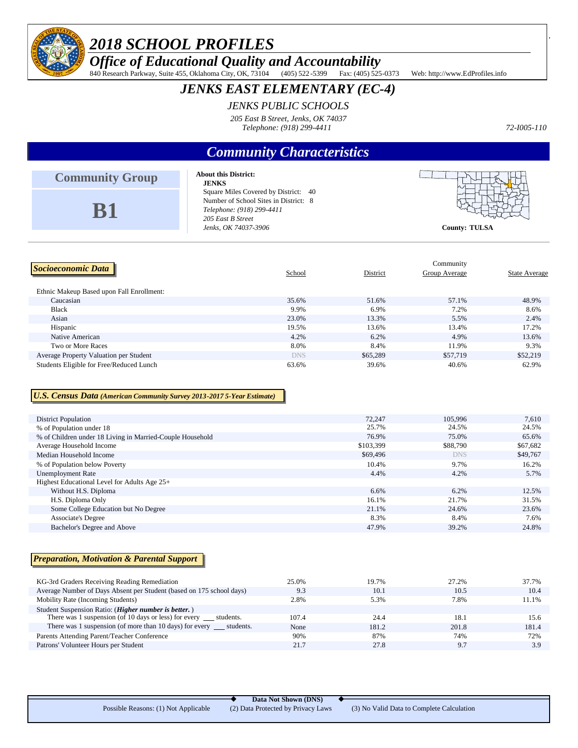# *2018 SCHOOL PROFILES*

## *Office of Educational Quality and Accountability*

840 Research Parkway, Suite 455, Oklahoma City, OK, 73104 (405) 522-5399 Fax: (405) 525-0373 Web: http://www.EdProfiles.info

# *JENKS EAST ELEMENTARY (EC-4)*

*JENKS PUBLIC SCHOOLS*

*205 East B Street, Jenks, OK 74037*

*Telephone: (918) 299-4411*

*72-I005-110*

## *Community Characteristics*

**Community Group**

**B1**

**About this District:**
**JENKS**
Square Miles Covered by District: 40
Number of School Sites in District: 8
*Telephone: (918) 299-4411*
*205 East B Street*
*Jenks, OK 74037-3906*

**County: TULSA**

### *Socioeconomic Data*

| | School | District | Community Group Average | State Average |
|---|---|---|---|---|
| Ethnic Makeup Based upon Fall Enrollment: | | | | |
| Caucasian | 35.6% | 51.6% | 57.1% | 48.9% |
| Black | 9.9% | 6.9% | 7.2% | 8.6% |
| Asian | 23.0% | 13.3% | 5.5% | 2.4% |
| Hispanic | 19.5% | 13.6% | 13.4% | 17.2% |
| Native American | 4.2% | 6.2% | 4.9% | 13.6% |
| Two or More Races | 8.0% | 8.4% | 11.9% | 9.3% |
| Average Property Valuation per Student | DNS | $65,289 | $57,719 | $52,219 |
| Students Eligible for Free/Reduced Lunch | 63.6% | 39.6% | 40.6% | 62.9% |

### *U.S. Census Data (American Community Survey 2013-2017 5-Year Estimate)*

| | District | Community Group Average | State Average |
|---|---|---|---|
| District Population | 72,247 | 105,996 | 7,610 |
| % of Population under 18 | 25.7% | 24.5% | 24.5% |
| % of Children under 18 Living in Married-Couple Household | 76.9% | 75.0% | 65.6% |
| Average Household Income | $103,399 | $88,790 | $67,682 |
| Median Household Income | $69,496 | DNS | $49,767 |
| % of Population below Poverty | 10.4% | 9.7% | 16.2% |
| Unemployment Rate | 4.4% | 4.2% | 5.7% |
| Highest Educational Level for Adults Age 25+ | | | |
| Without H.S. Diploma | 6.6% | 6.2% | 12.5% |
| H.S. Diploma Only | 16.1% | 21.7% | 31.5% |
| Some College Education but No Degree | 21.1% | 24.6% | 23.6% |
| Associate's Degree | 8.3% | 8.4% | 7.6% |
| Bachelor's Degree and Above | 47.9% | 39.2% | 24.8% |

### *Preparation, Motivation & Parental Support*

| | School | District | Community Group Average | State Average |
|---|---|---|---|---|
| KG-3rd Graders Receiving Reading Remediation | 25.0% | 19.7% | 27.2% | 37.7% |
| Average Number of Days Absent per Student (based on 175 school days) | 9.3 | 10.1 | 10.5 | 10.4 |
| Mobility Rate (Incoming Students) | 2.8% | 5.3% | 7.8% | 11.1% |
| Student Suspension Ratio: (***Higher number is better.***) | | | | |
| There was 1 suspension (of 10 days or less) for every ___ students. | 107.4 | 24.4 | 18.1 | 15.6 |
| There was 1 suspension (of more than 10 days) for every ___ students. | None | 181.2 | 201.8 | 181.4 |
| Parents Attending Parent/Teacher Conference | 90% | 87% | 74% | 72% |
| Patrons' Volunteer Hours per Student | 21.7 | 27.8 | 9.7 | 3.9 |

**Data Not Shown (DNS)**

Possible Reasons: (1) Not Applicable (2) Data Protected by Privacy Laws (3) No Valid Data to Complete Calculation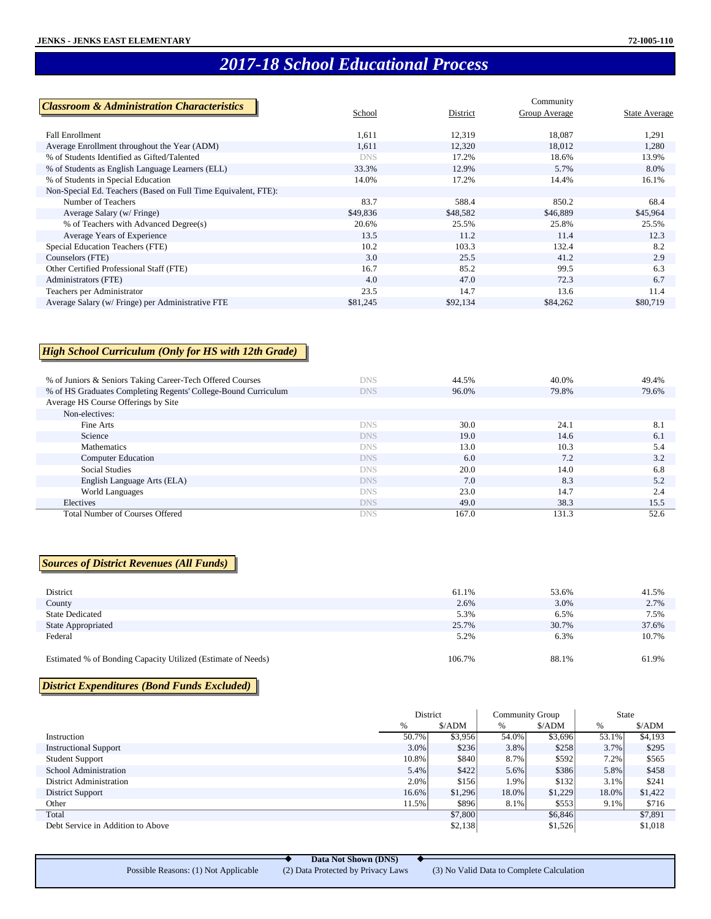JENKS - JENKS EAST ELEMENTARY　　72-I005-110

# 2017-18 School Educational Process

## Classroom & Administration Characteristics

| | School | District | Community Group Average | State Average |
|---|---|---|---|---|
| Fall Enrollment | 1,611 | 12,319 | 18,087 | 1,291 |
| Average Enrollment throughout the Year (ADM) | 1,611 | 12,320 | 18,012 | 1,280 |
| % of Students Identified as Gifted/Talented | DNS | 17.2% | 18.6% | 13.9% |
| % of Students as English Language Learners (ELL) | 33.3% | 12.9% | 5.7% | 8.0% |
| % of Students in Special Education | 14.0% | 17.2% | 14.4% | 16.1% |
| Non-Special Ed. Teachers (Based on Full Time Equivalent, FTE): | | | | |
| Number of Teachers | 83.7 | 588.4 | 850.2 | 68.4 |
| Average Salary (w/ Fringe) | $49,836 | $48,582 | $46,889 | $45,964 |
| % of Teachers with Advanced Degree(s) | 20.6% | 25.5% | 25.8% | 25.5% |
| Average Years of Experience | 13.5 | 11.2 | 11.4 | 12.3 |
| Special Education Teachers (FTE) | 10.2 | 103.3 | 132.4 | 8.2 |
| Counselors (FTE) | 3.0 | 25.5 | 41.2 | 2.9 |
| Other Certified Professional Staff (FTE) | 16.7 | 85.2 | 99.5 | 6.3 |
| Administrators (FTE) | 4.0 | 47.0 | 72.3 | 6.7 |
| Teachers per Administrator | 23.5 | 14.7 | 13.6 | 11.4 |
| Average Salary (w/ Fringe) per Administrative FTE | $81,245 | $92,134 | $84,262 | $80,719 |

## High School Curriculum (Only for HS with 12th Grade)

| | School | District | Community Group Average | State Average |
|---|---|---|---|---|
| % of Juniors & Seniors Taking Career-Tech Offered Courses | DNS | 44.5% | 40.0% | 49.4% |
| % of HS Graduates Completing Regents' College-Bound Curriculum | DNS | 96.0% | 79.8% | 79.6% |
| Average HS Course Offerings by Site | | | | |
| Non-electives: | | | | |
| Fine Arts | DNS | 30.0 | 24.1 | 8.1 |
| Science | DNS | 19.0 | 14.6 | 6.1 |
| Mathematics | DNS | 13.0 | 10.3 | 5.4 |
| Computer Education | DNS | 6.0 | 7.2 | 3.2 |
| Social Studies | DNS | 20.0 | 14.0 | 6.8 |
| English Language Arts (ELA) | DNS | 7.0 | 8.3 | 5.2 |
| World Languages | DNS | 23.0 | 14.7 | 2.4 |
| Electives | DNS | 49.0 | 38.3 | 15.5 |
| Total Number of Courses Offered | DNS | 167.0 | 131.3 | 52.6 |

## Sources of District Revenues (All Funds)

| | District | Community Group Average | State Average |
|---|---|---|---|
| District | 61.1% | 53.6% | 41.5% |
| County | 2.6% | 3.0% | 2.7% |
| State Dedicated | 5.3% | 6.5% | 7.5% |
| State Appropriated | 25.7% | 30.7% | 37.6% |
| Federal | 5.2% | 6.3% | 10.7% |
| Estimated % of Bonding Capacity Utilized (Estimate of Needs) | 106.7% | 88.1% | 61.9% |

## District Expenditures (Bond Funds Excluded)

| | District | | Community Group | | State | |
|---|---|---|---|---|---|---|
| | % | $/ADM | % | $/ADM | % | $/ADM |
| Instruction | 50.7% | $3,956 | 54.0% | $3,696 | 53.1% | $4,193 |
| Instructional Support | 3.0% | $236 | 3.8% | $258 | 3.7% | $295 |
| Student Support | 10.8% | $840 | 8.7% | $592 | 7.2% | $565 |
| School Administration | 5.4% | $422 | 5.6% | $386 | 5.8% | $458 |
| District Administration | 2.0% | $156 | 1.9% | $132 | 3.1% | $241 |
| District Support | 16.6% | $1,296 | 18.0% | $1,229 | 18.0% | $1,422 |
| Other | 11.5% | $896 | 8.1% | $553 | 9.1% | $716 |
| Total | | $7,800 | | $6,846 | | $7,891 |
| Debt Service in Addition to Above | | $2,138 | | $1,526 | | $1,018 |

**Data Not Shown (DNS)**

Possible Reasons: (1) Not Applicable　(2) Data Protected by Privacy Laws　(3) No Valid Data to Complete Calculation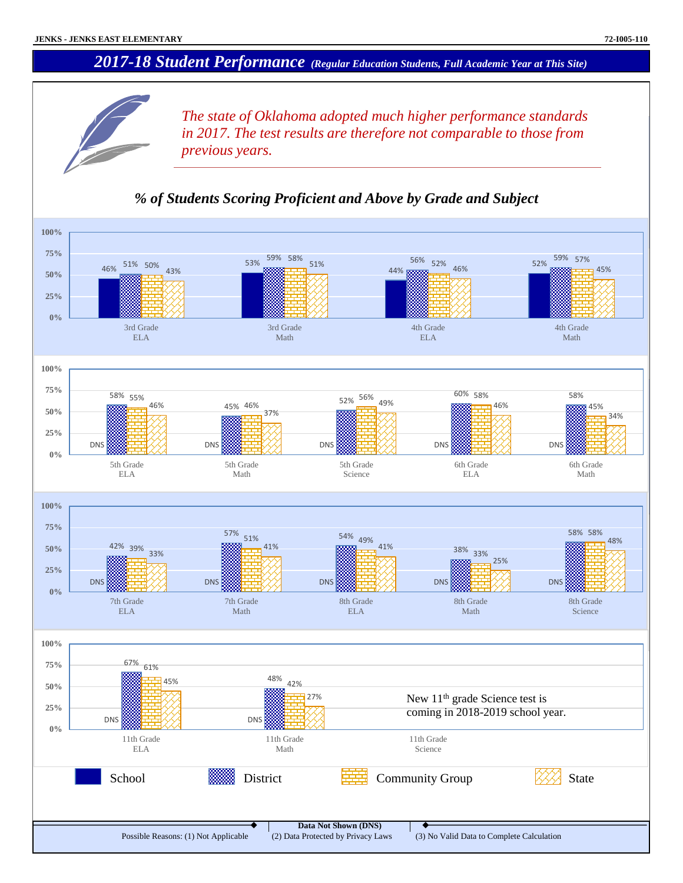# 2017-18 Student Performance *(Regular Education Students, Full Academic Year at This Site)*

*The state of Oklahoma adopted much higher performance standards in 2017. The test results are therefore not comparable to those from previous years.*

## *% of Students Scoring Proficient and Above by Grade and Subject*

| Grade / Subject | School | District | Community Group | State |
|---|---|---|---|---|
| 3rd Grade ELA | 46% | 51% | 50% | 43% |
| 3rd Grade Math | 53% | 59% | 58% | 51% |
| 4th Grade ELA | 44% | 56% | 52% | 46% |
| 4th Grade Math | 52% | 59% | 57% | 45% |
| 5th Grade ELA | DNS | 58% | 55% | 46% |
| 5th Grade Math | DNS | 45% | 46% | 37% |
| 5th Grade Science | DNS | 52% | 56% | 49% |
| 6th Grade ELA | DNS | 60% | 58% | 46% |
| 6th Grade Math | DNS | 58% | 45% | 34% |
| 7th Grade ELA | DNS | 42% | 39% | 33% |
| 7th Grade Math | DNS | 57% | 51% | 41% |
| 8th Grade ELA | DNS | 54% | 49% | 41% |
| 8th Grade Math | DNS | 38% | 33% | 25% |
| 8th Grade Science | DNS | 58% | 58% | 48% |
| 11th Grade ELA | DNS | 67% | 61% | 45% |
| 11th Grade Math | DNS | 48% | 42% | 27% |
| 11th Grade Science | | | | |

New 11th grade Science test is coming in 2018-2019 school year.

**Data Not Shown (DNS)**

Possible Reasons: (1) Not Applicable (2) Data Protected by Privacy Laws (3) No Valid Data to Complete Calculation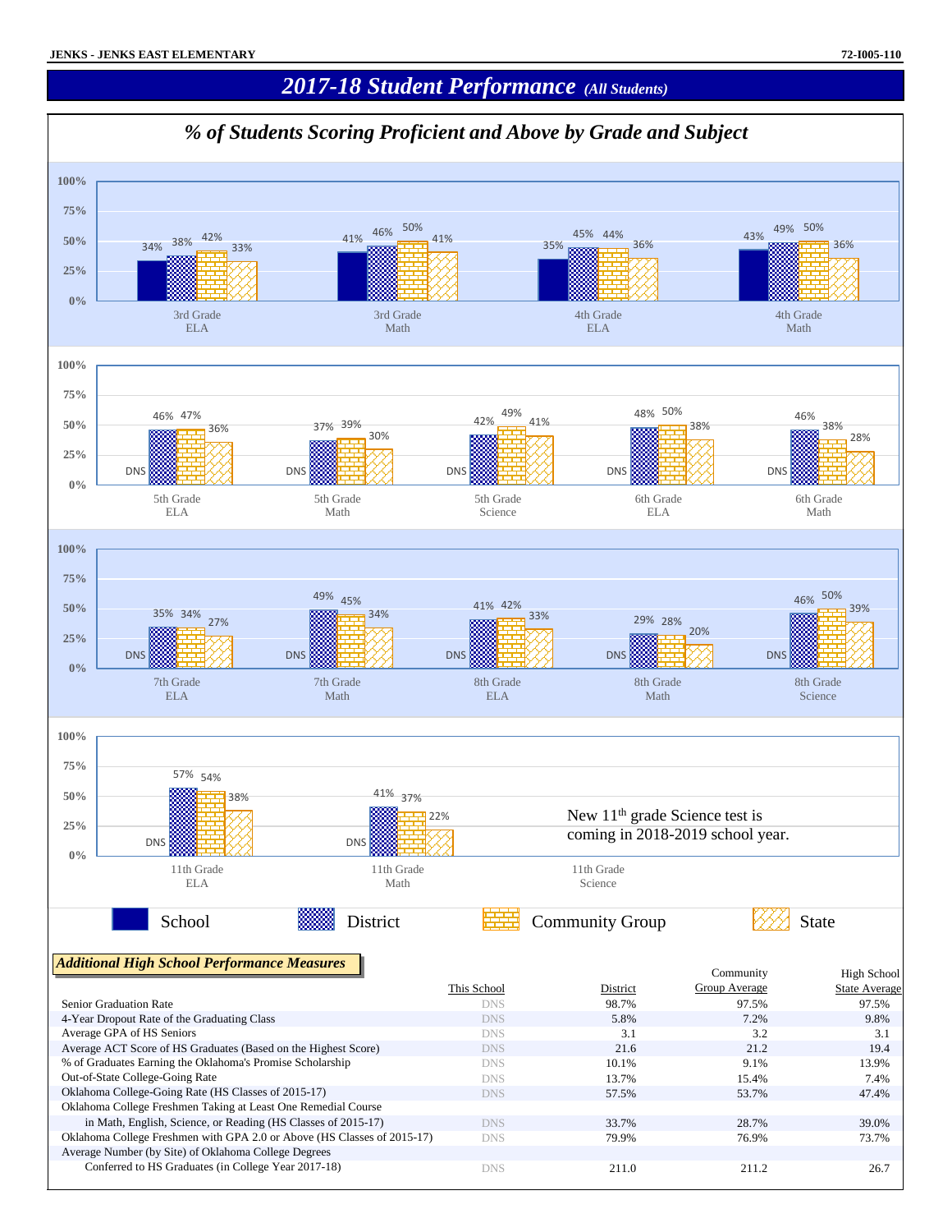# 2017-18 Student Performance *(All Students)*

## *% of Students Scoring Proficient and Above by Grade and Subject*

100%
75%
50%
25%
0%

34% 38% 42% 33%
3rd Grade ELA

41% 46% 50% 41%
3rd Grade Math

35% 45% 44% 36%
4th Grade ELA

43% 49% 50% 36%
4th Grade Math

DNS 46% 47% 36%
5th Grade ELA

DNS 37% 39% 30%
5th Grade Math

DNS 42% 49% 41%
5th Grade Science

DNS 48% 50% 38%
6th Grade ELA

DNS 46% 38% 28%
6th Grade Math

DNS 35% 34% 27%
7th Grade ELA

DNS 49% 45% 34%
7th Grade Math

DNS 41% 42% 33%
8th Grade ELA

DNS 29% 28% 20%
8th Grade Math

DNS 46% 50% 39%
8th Grade Science

DNS 57% 54% 38%
11th Grade ELA

DNS 41% 37% 22%
11th Grade Math

11th Grade Science

New 11th grade Science test is coming in 2018-2019 school year.

School | District | Community Group | State

### *Additional High School Performance Measures*

| | This School | District | Community Group Average | High School State Average |
|---|---|---|---|---|
| Senior Graduation Rate | DNS | 98.7% | 97.5% | 97.5% |
| 4-Year Dropout Rate of the Graduating Class | DNS | 5.8% | 7.2% | 9.8% |
| Average GPA of HS Seniors | DNS | 3.1 | 3.2 | 3.1 |
| Average ACT Score of HS Graduates (Based on the Highest Score) | DNS | 21.6 | 21.2 | 19.4 |
| % of Graduates Earning the Oklahoma's Promise Scholarship | DNS | 10.1% | 9.1% | 13.9% |
| Out-of-State College-Going Rate | DNS | 13.7% | 15.4% | 7.4% |
| Oklahoma College-Going Rate (HS Classes of 2015-17) | DNS | 57.5% | 53.7% | 47.4% |
| Oklahoma College Freshmen Taking at Least One Remedial Course in Math, English, Science, or Reading (HS Classes of 2015-17) | DNS | 33.7% | 28.7% | 39.0% |
| Oklahoma College Freshmen with GPA 2.0 or Above (HS Classes of 2015-17) | DNS | 79.9% | 76.9% | 73.7% |
| Average Number (by Site) of Oklahoma College Degrees Conferred to HS Graduates (in College Year 2017-18) | DNS | 211.0 | 211.2 | 26.7 |